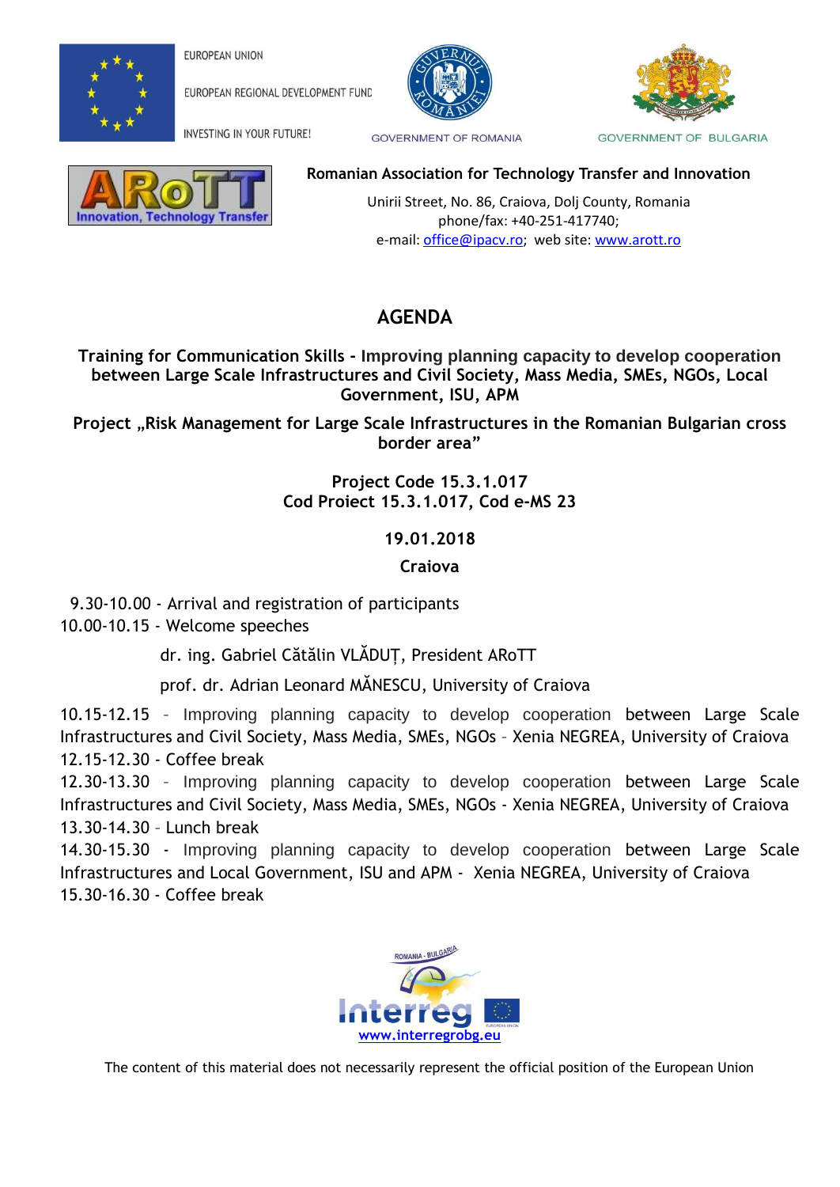EUROPEAN UNION

EUROPEAN REGIONAL DEVELOPMENT FUND

INVESTING IN YOUR FUTURE!

GOVERNMENT OF ROMANIA

GOVERNMENT OF BULGARIA

**Romanian Association for Technology Transfer and Innovation**

Unirii Street, No. 86, Craiova, Dolj County, Romania
phone/fax: +40-251-417740;
e-mail: office@ipacv.ro; web site: www.arott.ro

# AGENDA

**Training for Communication Skills - Improving planning capacity to develop cooperation between Large Scale Infrastructures and Civil Society, Mass Media, SMEs, NGOs, Local Government, ISU, APM**

**Project „Risk Management for Large Scale Infrastructures in the Romanian Bulgarian cross border area"**

**Project Code 15.3.1.017**
**Cod Proiect 15.3.1.017, Cod e-MS 23**

**19.01.2018**

**Craiova**

9.30-10.00 - Arrival and registration of participants

10.00-10.15 - Welcome speeches

dr. ing. Gabriel Cătălin VLĂDUȚ, President ARoTT

prof. dr. Adrian Leonard MĂNESCU, University of Craiova

10.15-12.15 – Improving planning capacity to develop cooperation between Large Scale Infrastructures and Civil Society, Mass Media, SMEs, NGOs – Xenia NEGREA, University of Craiova

12.15-12.30 - Coffee break

12.30-13.30 – Improving planning capacity to develop cooperation between Large Scale Infrastructures and Civil Society, Mass Media, SMEs, NGOs - Xenia NEGREA, University of Craiova

13.30-14.30 – Lunch break

14.30-15.30 - Improving planning capacity to develop cooperation between Large Scale Infrastructures and Local Government, ISU and APM - Xenia NEGREA, University of Craiova

15.30-16.30 - Coffee break

ROMANIA - BULGARIA
Interreg
www.interregrobg.eu

The content of this material does not necessarily represent the official position of the European Union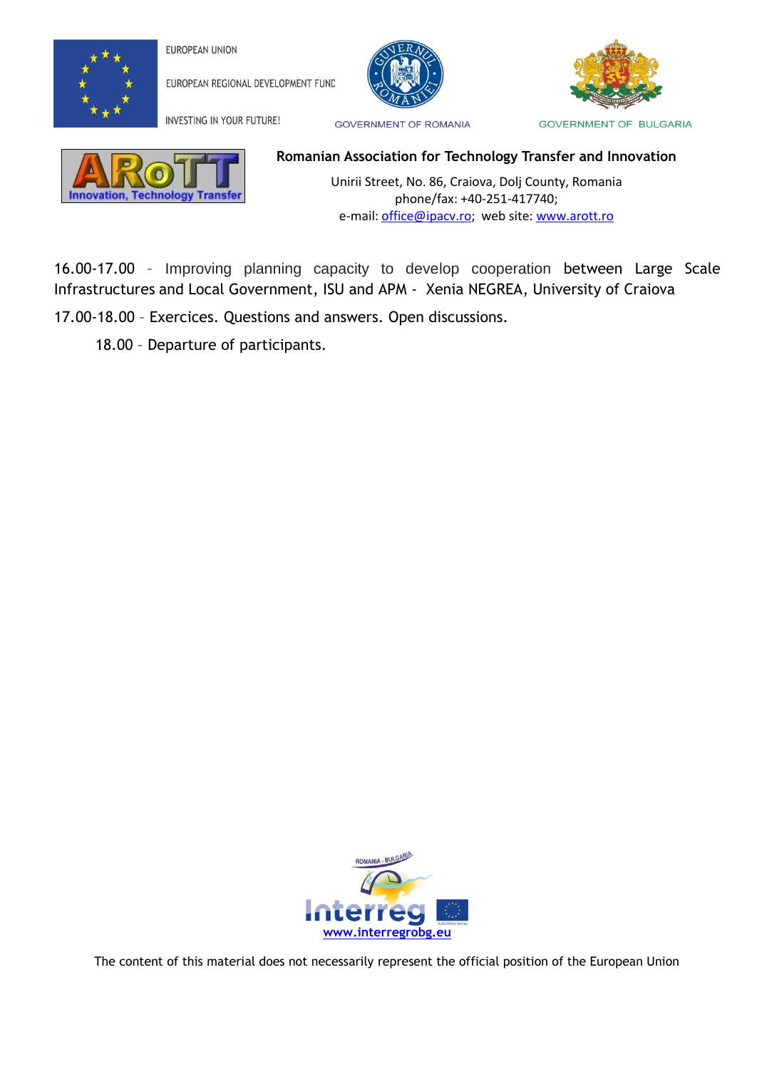16.00-17.00 - Improving planning capacity to develop cooperation between Large Scale Infrastructures and Local Government, ISU and APM - Xenia NEGREA, University of Craiova

17.00-18.00 – Exercices. Questions and answers. Open discussions.

18.00 – Departure of participants.